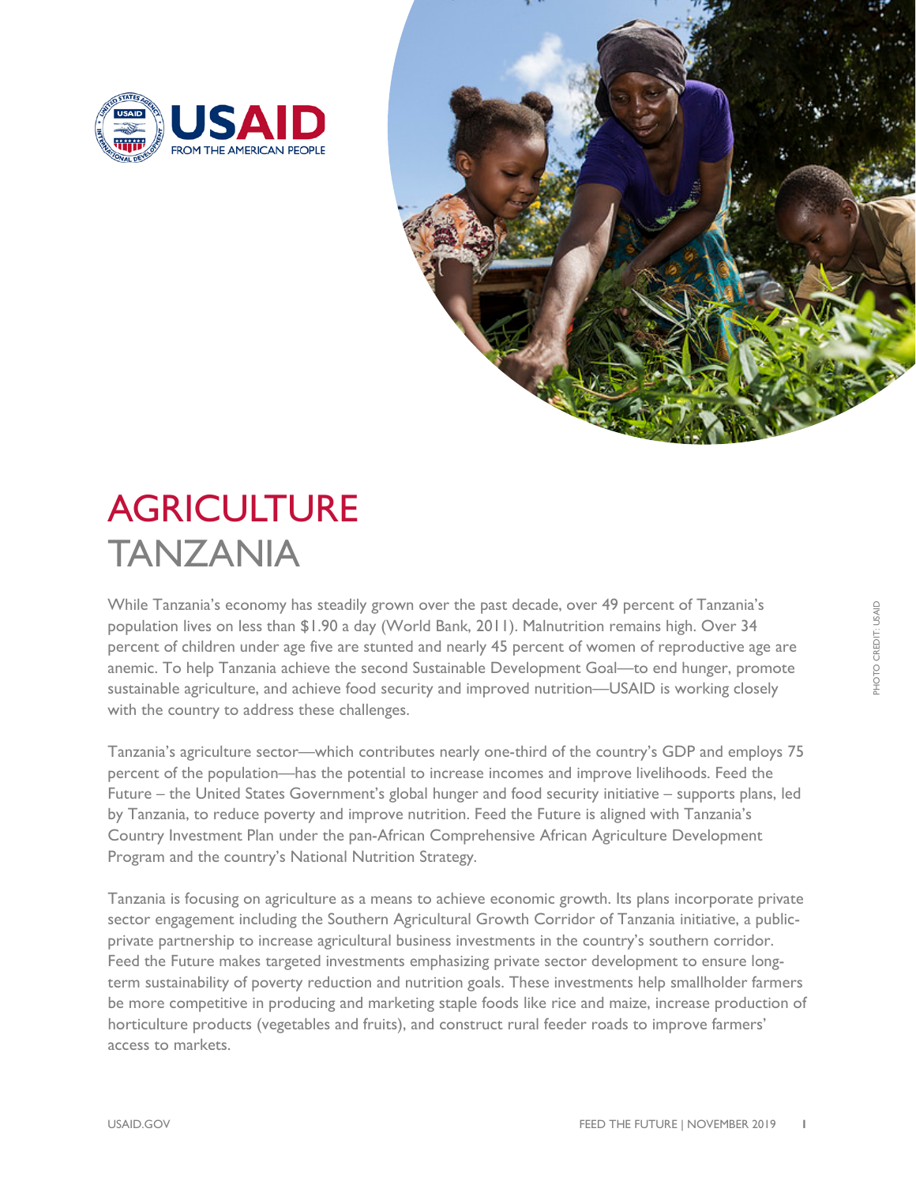# AGRICULTURE TANZANIA

While Tanzania's economy has steadily grown over the past decade, over 49 percent of Tanzania's population lives on less than $1.90 a day (World Bank, 2011). Malnutrition remains high. Over 34 percent of children under age five are stunted and nearly 45 percent of women of reproductive age are anemic. To help Tanzania achieve the second Sustainable Development Goal—to end hunger, promote sustainable agriculture, and achieve food security and improved nutrition—USAID is working closely with the country to address these challenges.

Tanzania's agriculture sector—which contributes nearly one-third of the country's GDP and employs 75 percent of the population—has the potential to increase incomes and improve livelihoods. Feed the Future – the United States Government's global hunger and food security initiative – supports plans, led by Tanzania, to reduce poverty and improve nutrition. Feed the Future is aligned with Tanzania's Country Investment Plan under the pan-African Comprehensive African Agriculture Development Program and the country's National Nutrition Strategy.

Tanzania is focusing on agriculture as a means to achieve economic growth. Its plans incorporate private sector engagement including the Southern Agricultural Growth Corridor of Tanzania initiative, a public-private partnership to increase agricultural business investments in the country's southern corridor. Feed the Future makes targeted investments emphasizing private sector development to ensure long-term sustainability of poverty reduction and nutrition goals. These investments help smallholder farmers be more competitive in producing and marketing staple foods like rice and maize, increase production of horticulture products (vegetables and fruits), and construct rural feeder roads to improve farmers' access to markets.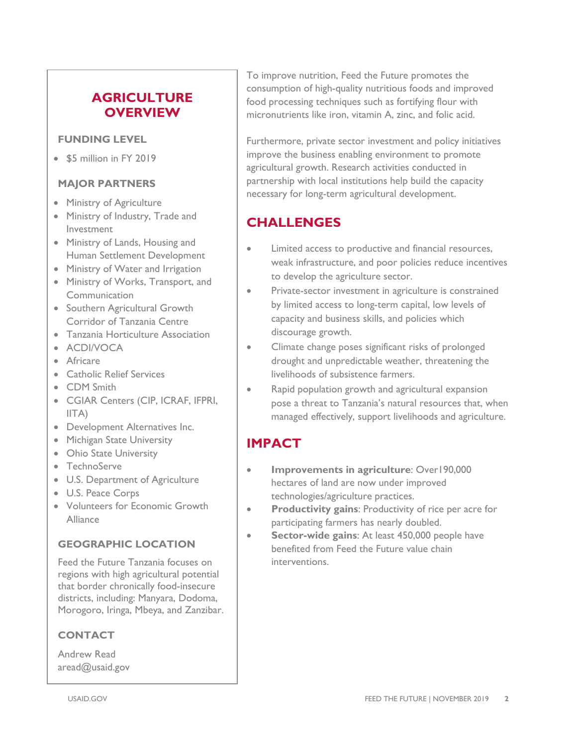## AGRICULTURE OVERVIEW

### FUNDING LEVEL

- $5 million in FY 2019

### MAJOR PARTNERS

- Ministry of Agriculture
- Ministry of Industry, Trade and Investment
- Ministry of Lands, Housing and Human Settlement Development
- Ministry of Water and Irrigation
- Ministry of Works, Transport, and Communication
- Southern Agricultural Growth Corridor of Tanzania Centre
- Tanzania Horticulture Association
- ACDI/VOCA
- Africare
- Catholic Relief Services
- CDM Smith
- CGIAR Centers (CIP, ICRAF, IFPRI, IITA)
- Development Alternatives Inc.
- Michigan State University
- Ohio State University
- TechnoServe
- U.S. Department of Agriculture
- U.S. Peace Corps
- Volunteers for Economic Growth Alliance

### GEOGRAPHIC LOCATION

Feed the Future Tanzania focuses on regions with high agricultural potential that border chronically food-insecure districts, including: Manyara, Dodoma, Morogoro, Iringa, Mbeya, and Zanzibar.

### CONTACT

Andrew Read
aread@usaid.gov

To improve nutrition, Feed the Future promotes the consumption of high-quality nutritious foods and improved food processing techniques such as fortifying flour with micronutrients like iron, vitamin A, zinc, and folic acid.

Furthermore, private sector investment and policy initiatives improve the business enabling environment to promote agricultural growth. Research activities conducted in partnership with local institutions help build the capacity necessary for long-term agricultural development.

## CHALLENGES

- Limited access to productive and financial resources, weak infrastructure, and poor policies reduce incentives to develop the agriculture sector.
- Private-sector investment in agriculture is constrained by limited access to long-term capital, low levels of capacity and business skills, and policies which discourage growth.
- Climate change poses significant risks of prolonged drought and unpredictable weather, threatening the livelihoods of subsistence farmers.
- Rapid population growth and agricultural expansion pose a threat to Tanzania's natural resources that, when managed effectively, support livelihoods and agriculture.

## IMPACT

- **Improvements in agriculture**: Over190,000 hectares of land are now under improved technologies/agriculture practices.
- **Productivity gains**: Productivity of rice per acre for participating farmers has nearly doubled.
- **Sector-wide gains**: At least 450,000 people have benefited from Feed the Future value chain interventions.